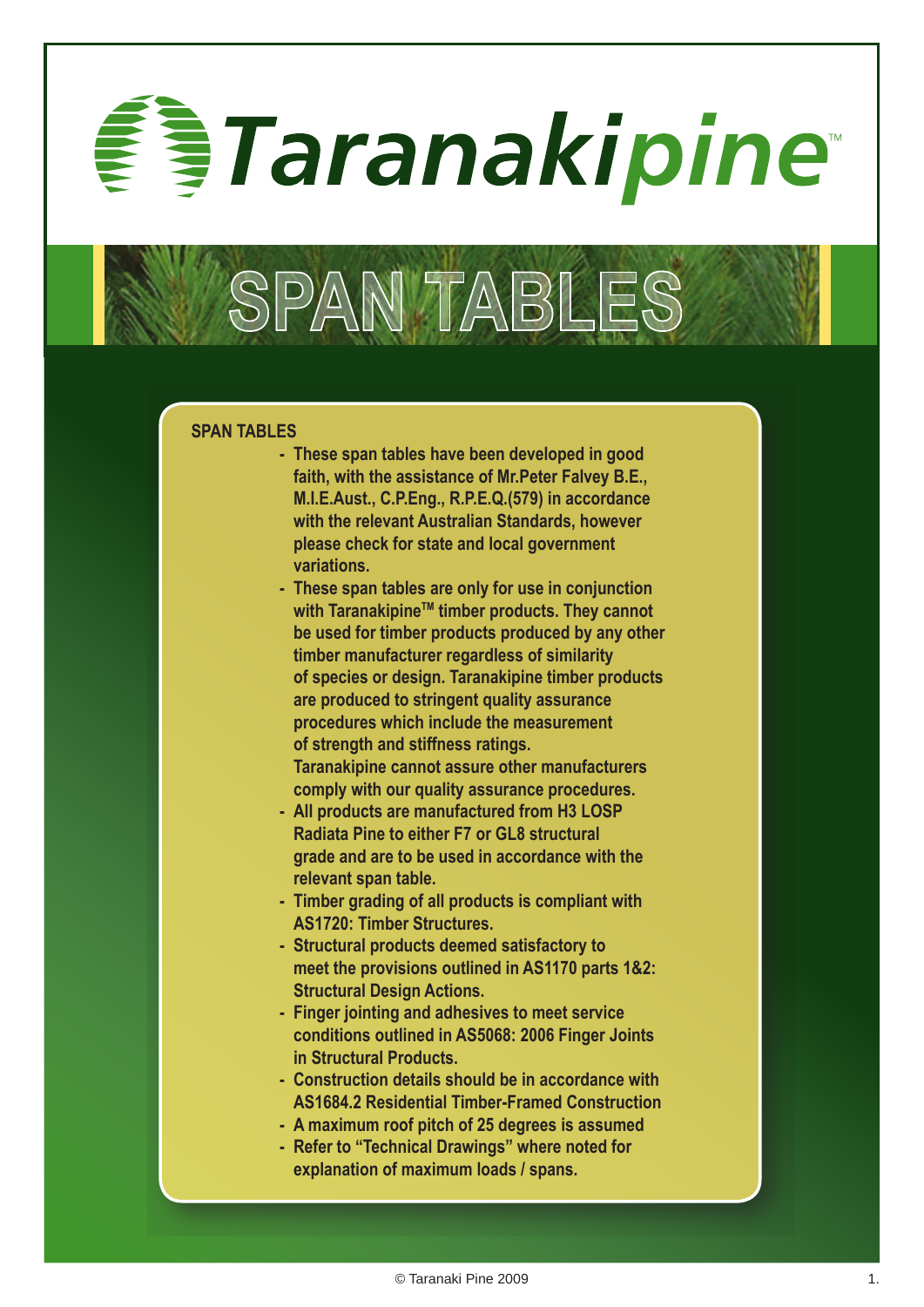# Taranakipine™

# SPAN TABLES

## SPAN TABLES

- These span tables have been developed in good faith, with the assistance of Mr.Peter Falvey B.E., M.I.E.Aust., C.P.Eng., R.P.E.Q.(579) in accordance with the relevant Australian Standards, however please check for state and local government variations.
- These span tables are only for use in conjunction with Taranakipine™ timber products. They cannot be used for timber products produced by any other timber manufacturer regardless of similarity of species or design. Taranakipine timber products are produced to stringent quality assurance procedures which include the measurement of strength and stiffness ratings. Taranakipine cannot assure other manufacturers comply with our quality assurance procedures.
- All products are manufactured from H3 LOSP Radiata Pine to either F7 or GL8 structural grade and are to be used in accordance with the relevant span table.
- Timber grading of all products is compliant with AS1720: Timber Structures.
- Structural products deemed satisfactory to meet the provisions outlined in AS1170 parts 1&2: Structural Design Actions.
- Finger jointing and adhesives to meet service conditions outlined in AS5068: 2006 Finger Joints in Structural Products.
- Construction details should be in accordance with AS1684.2 Residential Timber-Framed Construction
- A maximum roof pitch of 25 degrees is assumed
- Refer to “Technical Drawings” where noted for explanation of maximum loads / spans.

© Taranaki Pine 2009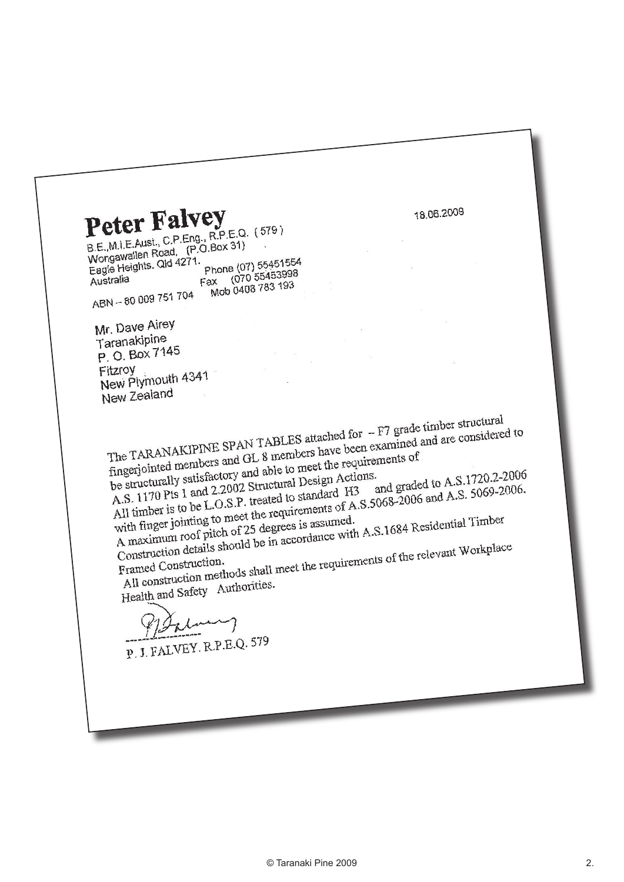# Peter Falvey

B.E.,M.I.E.Aust., C.P.Eng., R.P.E.Q. (579)
Wongawallen Road, (P.O.Box 31)
Eagle Heights. Qld 4271.
Australia

Phone (07) 55451554
Fax (070 55453998
Mob 0408 783 193

ABN – 80 009 751 704

18.06.2009

Mr. Dave Airey
Taranakipine
P. O. Box 7145
Fitzroy
New Plymouth 4341
New Zealand

The TARANAKIPINE SPAN TABLES attached for – F7 grade timber structural fingerjointed members and GL 8 members have been examined and are considered to be structurally satisfactory and able to meet the requirements of A.S. 1170 Pts 1 and 2.2002 Structural Design Actions.
All timber is to be L.O.S.P. treated to standard H3 and graded to A.S.1720.2-2006 with finger jointing to meet the requirements of A.S.5068-2006 and A.S. 5069-2006.
A maximum roof pitch of 25 degrees is assumed.
Construction details should be in accordance with A.S.1684 Residential Timber Framed Construction.
All construction methods shall meet the requirements of the relevant Workplace Health and Safety Authorities.

P. J. FALVEY. R.P.E.Q. 579

© Taranaki Pine 2009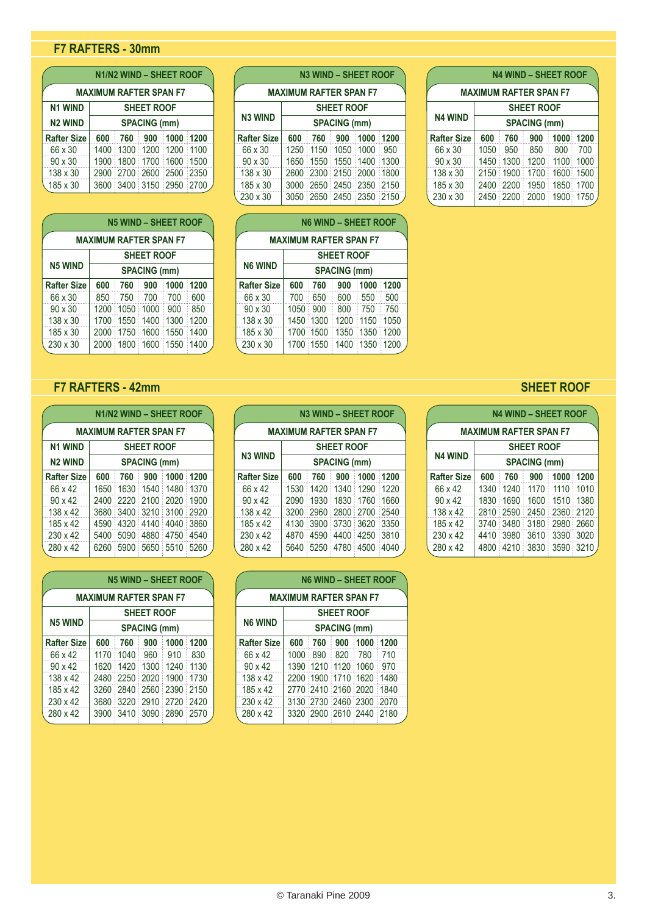## F7 RAFTERS - 30mm

**N1/N2 WIND – SHEET ROOF**

| MAXIMUM RAFTER SPAN F7 | | | | | |
|---|---|---|---|---|---|
| N1 WIND | SHEET ROOF | | | | |
| N2 WIND | SPACING (mm) | | | | |
| Rafter Size | 600 | 760 | 900 | 1000 | 1200 |
| 66 x 30 | 1400 | 1300 | 1200 | 1200 | 1100 |
| 90 x 30 | 1900 | 1800 | 1700 | 1600 | 1500 |
| 138 x 30 | 2900 | 2700 | 2600 | 2500 | 2350 |
| 185 x 30 | 3600 | 3400 | 3150 | 2950 | 2700 |

**N3 WIND – SHEET ROOF**

| MAXIMUM RAFTER SPAN F7 | | | | | |
|---|---|---|---|---|---|
| N3 WIND | SHEET ROOF | | | | |
| | SPACING (mm) | | | | |
| Rafter Size | 600 | 760 | 900 | 1000 | 1200 |
| 66 x 30 | 1250 | 1150 | 1050 | 1000 | 950 |
| 90 x 30 | 1650 | 1550 | 1550 | 1400 | 1300 |
| 138 x 30 | 2600 | 2300 | 2150 | 2000 | 1800 |
| 185 x 30 | 3000 | 2650 | 2450 | 2350 | 2150 |
| 230 x 30 | 3050 | 2650 | 2450 | 2350 | 2150 |

**N4 WIND – SHEET ROOF**

| MAXIMUM RAFTER SPAN F7 | | | | | |
|---|---|---|---|---|---|
| N4 WIND | SHEET ROOF | | | | |
| | SPACING (mm) | | | | |
| Rafter Size | 600 | 760 | 900 | 1000 | 1200 |
| 66 x 30 | 1050 | 950 | 850 | 800 | 700 |
| 90 x 30 | 1450 | 1300 | 1200 | 1100 | 1000 |
| 138 x 30 | 2150 | 1900 | 1700 | 1600 | 1500 |
| 185 x 30 | 2400 | 2200 | 1950 | 1850 | 1700 |
| 230 x 30 | 2450 | 2200 | 2000 | 1900 | 1750 |

**N5 WIND – SHEET ROOF**

| MAXIMUM RAFTER SPAN F7 | | | | | |
|---|---|---|---|---|---|
| N5 WIND | SHEET ROOF | | | | |
| | SPACING (mm) | | | | |
| Rafter Size | 600 | 760 | 900 | 1000 | 1200 |
| 66 x 30 | 850 | 750 | 700 | 700 | 600 |
| 90 x 30 | 1200 | 1050 | 1000 | 900 | 850 |
| 138 x 30 | 1700 | 1550 | 1400 | 1300 | 1200 |
| 185 x 30 | 2000 | 1750 | 1600 | 1550 | 1400 |
| 230 x 30 | 2000 | 1800 | 1600 | 1550 | 1400 |

**N6 WIND – SHEET ROOF**

| MAXIMUM RAFTER SPAN F7 | | | | | |
|---|---|---|---|---|---|
| N6 WIND | SHEET ROOF | | | | |
| | SPACING (mm) | | | | |
| Rafter Size | 600 | 760 | 900 | 1000 | 1200 |
| 66 x 30 | 700 | 650 | 600 | 550 | 500 |
| 90 x 30 | 1050 | 900 | 800 | 750 | 750 |
| 138 x 30 | 1450 | 1300 | 1200 | 1150 | 1050 |
| 185 x 30 | 1700 | 1500 | 1350 | 1350 | 1200 |
| 230 x 30 | 1700 | 1550 | 1400 | 1350 | 1200 |

## F7 RAFTERS - 42mm

## SHEET ROOF

**N1/N2 WIND – SHEET ROOF**

| MAXIMUM RAFTER SPAN F7 | | | | | |
|---|---|---|---|---|---|
| N1 WIND | SHEET ROOF | | | | |
| N2 WIND | SPACING (mm) | | | | |
| Rafter Size | 600 | 760 | 900 | 1000 | 1200 |
| 66 x 42 | 1650 | 1630 | 1540 | 1480 | 1370 |
| 90 x 42 | 2400 | 2220 | 2100 | 2020 | 1900 |
| 138 x 42 | 3680 | 3400 | 3210 | 3100 | 2920 |
| 185 x 42 | 4590 | 4320 | 4140 | 4040 | 3860 |
| 230 x 42 | 5400 | 5090 | 4880 | 4750 | 4540 |
| 280 x 42 | 6260 | 5900 | 5650 | 5510 | 5260 |

**N3 WIND – SHEET ROOF**

| MAXIMUM RAFTER SPAN F7 | | | | | |
|---|---|---|---|---|---|
| N3 WIND | SHEET ROOF | | | | |
| | SPACING (mm) | | | | |
| Rafter Size | 600 | 760 | 900 | 1000 | 1200 |
| 66 x 42 | 1530 | 1420 | 1340 | 1290 | 1220 |
| 90 x 42 | 2090 | 1930 | 1830 | 1760 | 1660 |
| 138 x 42 | 3200 | 2960 | 2800 | 2700 | 2540 |
| 185 x 42 | 4130 | 3900 | 3730 | 3620 | 3350 |
| 230 x 42 | 4870 | 4590 | 4400 | 4250 | 3810 |
| 280 x 42 | 5640 | 5250 | 4780 | 4500 | 4040 |

**N4 WIND – SHEET ROOF**

| MAXIMUM RAFTER SPAN F7 | | | | | |
|---|---|---|---|---|---|
| N4 WIND | SHEET ROOF | | | | |
| | SPACING (mm) | | | | |
| Rafter Size | 600 | 760 | 900 | 1000 | 1200 |
| 66 x 42 | 1340 | 1240 | 1170 | 1110 | 1010 |
| 90 x 42 | 1830 | 1690 | 1600 | 1510 | 1380 |
| 138 x 42 | 2810 | 2590 | 2450 | 2360 | 2120 |
| 185 x 42 | 3740 | 3480 | 3180 | 2980 | 2660 |
| 230 x 42 | 4410 | 3980 | 3610 | 3390 | 3020 |
| 280 x 42 | 4800 | 4210 | 3830 | 3590 | 3210 |

**N5 WIND – SHEET ROOF**

| MAXIMUM RAFTER SPAN F7 | | | | | |
|---|---|---|---|---|---|
| N5 WIND | SHEET ROOF | | | | |
| | SPACING (mm) | | | | |
| Rafter Size | 600 | 760 | 900 | 1000 | 1200 |
| 66 x 42 | 1170 | 1040 | 960 | 910 | 830 |
| 90 x 42 | 1620 | 1420 | 1300 | 1240 | 1130 |
| 138 x 42 | 2480 | 2250 | 2020 | 1900 | 1730 |
| 185 x 42 | 3260 | 2840 | 2560 | 2390 | 2150 |
| 230 x 42 | 3680 | 3220 | 2910 | 2720 | 2420 |
| 280 x 42 | 3900 | 3410 | 3090 | 2890 | 2570 |

**N6 WIND – SHEET ROOF**

| MAXIMUM RAFTER SPAN F7 | | | | | |
|---|---|---|---|---|---|
| N6 WIND | SHEET ROOF | | | | |
| | SPACING (mm) | | | | |
| Rafter Size | 600 | 760 | 900 | 1000 | 1200 |
| 66 x 42 | 1000 | 890 | 820 | 780 | 710 |
| 90 x 42 | 1390 | 1210 | 1120 | 1060 | 970 |
| 138 x 42 | 2200 | 1900 | 1710 | 1620 | 1480 |
| 185 x 42 | 2770 | 2410 | 2160 | 2020 | 1840 |
| 230 x 42 | 3130 | 2730 | 2460 | 2300 | 2070 |
| 280 x 42 | 3320 | 2900 | 2610 | 2440 | 2180 |

© Taranaki Pine 2009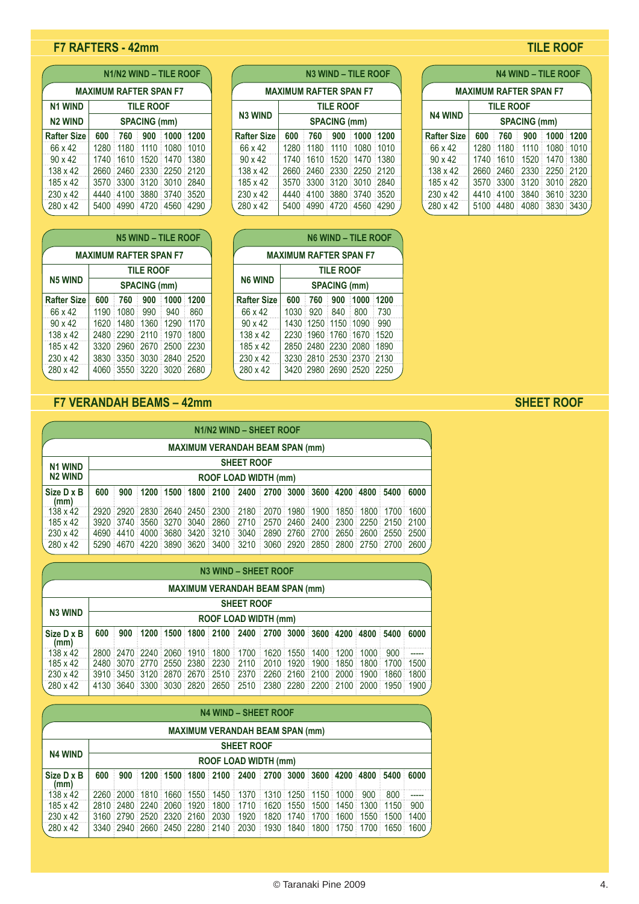## F7 RAFTERS - 42mm

## TILE ROOF

| N1/N2 WIND – TILE ROOF | | | | | |
|---|---|---|---|---|---|
| MAXIMUM RAFTER SPAN F7 | | | | | |
| N1 WIND / N2 WIND | TILE ROOF SPACING (mm) | | | | |
| Rafter Size | 600 | 760 | 900 | 1000 | 1200 |
| 66 x 42 | 1280 | 1180 | 1110 | 1080 | 1010 |
| 90 x 42 | 1740 | 1610 | 1520 | 1470 | 1380 |
| 138 x 42 | 2660 | 2460 | 2330 | 2250 | 2120 |
| 185 x 42 | 3570 | 3300 | 3120 | 3010 | 2840 |
| 230 x 42 | 4440 | 4100 | 3880 | 3740 | 3520 |
| 280 x 42 | 5400 | 4990 | 4720 | 4560 | 4290 |

| N3 WIND – TILE ROOF | | | | | |
|---|---|---|---|---|---|
| MAXIMUM RAFTER SPAN F7 | | | | | |
| N3 WIND | TILE ROOF SPACING (mm) | | | | |
| Rafter Size | 600 | 760 | 900 | 1000 | 1200 |
| 66 x 42 | 1280 | 1180 | 1110 | 1080 | 1010 |
| 90 x 42 | 1740 | 1610 | 1520 | 1470 | 1380 |
| 138 x 42 | 2660 | 2460 | 2330 | 2250 | 2120 |
| 185 x 42 | 3570 | 3300 | 3120 | 3010 | 2840 |
| 230 x 42 | 4440 | 4100 | 3880 | 3740 | 3520 |
| 280 x 42 | 5400 | 4990 | 4720 | 4560 | 4290 |

| N4 WIND – TILE ROOF | | | | | |
|---|---|---|---|---|---|
| MAXIMUM RAFTER SPAN F7 | | | | | |
| N4 WIND | TILE ROOF SPACING (mm) | | | | |
| Rafter Size | 600 | 760 | 900 | 1000 | 1200 |
| 66 x 42 | 1280 | 1180 | 1110 | 1080 | 1010 |
| 90 x 42 | 1740 | 1610 | 1520 | 1470 | 1380 |
| 138 x 42 | 2660 | 2460 | 2330 | 2250 | 2120 |
| 185 x 42 | 3570 | 3300 | 3120 | 3010 | 2820 |
| 230 x 42 | 4410 | 4100 | 3840 | 3610 | 3230 |
| 280 x 42 | 5100 | 4480 | 4080 | 3830 | 3430 |

| N5 WIND – TILE ROOF | | | | | |
|---|---|---|---|---|---|
| MAXIMUM RAFTER SPAN F7 | | | | | |
| N5 WIND | TILE ROOF SPACING (mm) | | | | |
| Rafter Size | 600 | 760 | 900 | 1000 | 1200 |
| 66 x 42 | 1190 | 1080 | 990 | 940 | 860 |
| 90 x 42 | 1620 | 1480 | 1360 | 1290 | 1170 |
| 138 x 42 | 2480 | 2290 | 2110 | 1970 | 1800 |
| 185 x 42 | 3320 | 2960 | 2670 | 2500 | 2230 |
| 230 x 42 | 3830 | 3350 | 3030 | 2840 | 2520 |
| 280 x 42 | 4060 | 3550 | 3220 | 3020 | 2680 |

| N6 WIND – TILE ROOF | | | | | |
|---|---|---|---|---|---|
| MAXIMUM RAFTER SPAN F7 | | | | | |
| N6 WIND | TILE ROOF SPACING (mm) | | | | |
| Rafter Size | 600 | 760 | 900 | 1000 | 1200 |
| 66 x 42 | 1030 | 920 | 840 | 800 | 730 |
| 90 x 42 | 1430 | 1250 | 1150 | 1090 | 990 |
| 138 x 42 | 2230 | 1960 | 1760 | 1670 | 1520 |
| 185 x 42 | 2850 | 2480 | 2230 | 2080 | 1890 |
| 230 x 42 | 3230 | 2810 | 2530 | 2370 | 2130 |
| 280 x 42 | 3420 | 2980 | 2690 | 2520 | 2250 |

## F7 VERANDAH BEAMS – 42mm

## SHEET ROOF

| N1/N2 WIND – SHEET ROOF | | | | | | | | | | | | | | |
|---|---|---|---|---|---|---|---|---|---|---|---|---|---|---|
| MAXIMUM VERANDAH BEAM SPAN (mm) | | | | | | | | | | | | | | |
| N1 WIND / N2 WIND | SHEET ROOF ROOF LOAD WIDTH (mm) | | | | | | | | | | | | | |
| Size D x B (mm) | 600 | 900 | 1200 | 1500 | 1800 | 2100 | 2400 | 2700 | 3000 | 3600 | 4200 | 4800 | 5400 | 6000 |
| 138 x 42 | 2920 | 2920 | 2830 | 2640 | 2450 | 2300 | 2180 | 2070 | 1980 | 1900 | 1850 | 1800 | 1700 | 1600 |
| 185 x 42 | 3920 | 3740 | 3560 | 3270 | 3040 | 2860 | 2710 | 2570 | 2460 | 2400 | 2300 | 2250 | 2150 | 2100 |
| 230 x 42 | 4690 | 4410 | 4000 | 3680 | 3420 | 3210 | 3040 | 2890 | 2760 | 2700 | 2650 | 2600 | 2550 | 2500 |
| 280 x 42 | 5290 | 4670 | 4220 | 3890 | 3620 | 3400 | 3210 | 3060 | 2920 | 2850 | 2800 | 2750 | 2700 | 2600 |

| N3 WIND – SHEET ROOF | | | | | | | | | | | | | | |
|---|---|---|---|---|---|---|---|---|---|---|---|---|---|---|
| MAXIMUM VERANDAH BEAM SPAN (mm) | | | | | | | | | | | | | | |
| N3 WIND | SHEET ROOF ROOF LOAD WIDTH (mm) | | | | | | | | | | | | | |
| Size D x B (mm) | 600 | 900 | 1200 | 1500 | 1800 | 2100 | 2400 | 2700 | 3000 | 3600 | 4200 | 4800 | 5400 | 6000 |
| 138 x 42 | 2800 | 2470 | 2240 | 2060 | 1910 | 1800 | 1700 | 1620 | 1550 | 1400 | 1200 | 1000 | 900 | ----- |
| 185 x 42 | 2480 | 3070 | 2770 | 2550 | 2380 | 2230 | 2110 | 2010 | 1920 | 1900 | 1850 | 1800 | 1700 | 1500 |
| 230 x 42 | 3910 | 3450 | 3120 | 2870 | 2670 | 2510 | 2370 | 2260 | 2160 | 2100 | 2000 | 1900 | 1860 | 1800 |
| 280 x 42 | 4130 | 3640 | 3300 | 3030 | 2820 | 2650 | 2510 | 2380 | 2280 | 2200 | 2100 | 2000 | 1950 | 1900 |

| N4 WIND – SHEET ROOF | | | | | | | | | | | | | | |
|---|---|---|---|---|---|---|---|---|---|---|---|---|---|---|
| MAXIMUM VERANDAH BEAM SPAN (mm) | | | | | | | | | | | | | | |
| N4 WIND | SHEET ROOF ROOF LOAD WIDTH (mm) | | | | | | | | | | | | | |
| Size D x B (mm) | 600 | 900 | 1200 | 1500 | 1800 | 2100 | 2400 | 2700 | 3000 | 3600 | 4200 | 4800 | 5400 | 6000 |
| 138 x 42 | 2260 | 2000 | 1810 | 1660 | 1550 | 1450 | 1370 | 1310 | 1250 | 1150 | 1000 | 900 | 800 | ----- |
| 185 x 42 | 2810 | 2480 | 2240 | 2060 | 1920 | 1800 | 1710 | 1620 | 1550 | 1500 | 1450 | 1300 | 1150 | 900 |
| 230 x 42 | 3160 | 2790 | 2520 | 2320 | 2160 | 2030 | 1920 | 1820 | 1740 | 1700 | 1600 | 1550 | 1500 | 1400 |
| 280 x 42 | 3340 | 2940 | 2660 | 2450 | 2280 | 2140 | 2030 | 1930 | 1840 | 1800 | 1750 | 1700 | 1650 | 1600 |

© Taranaki Pine 2009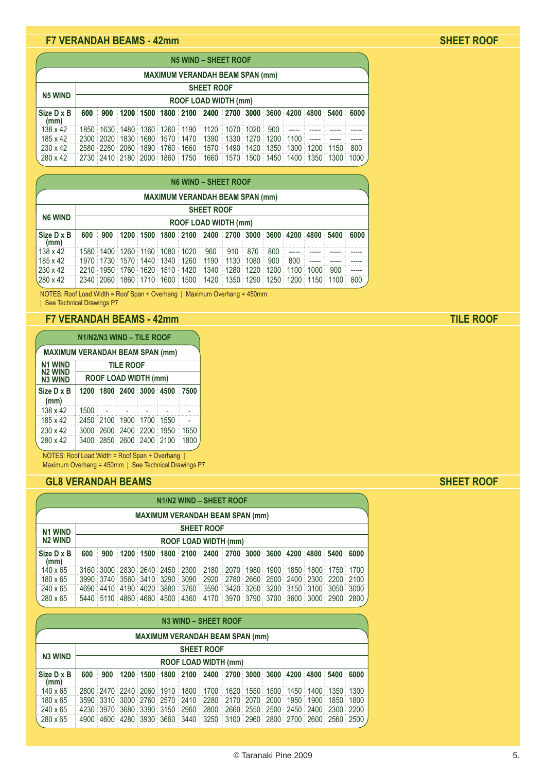## F7 VERANDAH BEAMS - 42mm

**SHEET ROOF**

| N5 WIND – SHEET ROOF | | | | | | | | | | | | | | |
|---|---|---|---|---|---|---|---|---|---|---|---|---|---|---|
| MAXIMUM VERANDAH BEAM SPAN (mm) | | | | | | | | | | | | | | |
| N5 WIND | SHEET ROOF | | | | | | | | | | | | | |
| | ROOF LOAD WIDTH (mm) | | | | | | | | | | | | | |
| Size D x B (mm) | 600 | 900 | 1200 | 1500 | 1800 | 2100 | 2400 | 2700 | 3000 | 3600 | 4200 | 4800 | 5400 | 6000 |
| 138 x 42 | 1850 | 1630 | 1480 | 1360 | 1260 | 1190 | 1120 | 1070 | 1020 | 900 | ----- | ----- | ----- | ----- |
| 185 x 42 | 2300 | 2020 | 1830 | 1680 | 1570 | 1470 | 1390 | 1330 | 1270 | 1200 | 1100 | ----- | ----- | ----- |
| 230 x 42 | 2580 | 2280 | 2060 | 1890 | 1760 | 1660 | 1570 | 1490 | 1420 | 1350 | 1300 | 1200 | 1150 | 800 |
| 280 x 42 | 2730 | 2410 | 2180 | 2000 | 1860 | 1750 | 1660 | 1570 | 1500 | 1450 | 1400 | 1350 | 1300 | 1000 |

| N6 WIND – SHEET ROOF | | | | | | | | | | | | | | |
|---|---|---|---|---|---|---|---|---|---|---|---|---|---|---|
| MAXIMUM VERANDAH BEAM SPAN (mm) | | | | | | | | | | | | | | |
| N6 WIND | SHEET ROOF | | | | | | | | | | | | | |
| | ROOF LOAD WIDTH (mm) | | | | | | | | | | | | | |
| Size D x B (mm) | 600 | 900 | 1200 | 1500 | 1800 | 2100 | 2400 | 2700 | 3000 | 3600 | 4200 | 4800 | 5400 | 6000 |
| 138 x 42 | 1580 | 1400 | 1260 | 1160 | 1080 | 1020 | 960 | 910 | 870 | 800 | ----- | ----- | ----- | ----- |
| 185 x 42 | 1970 | 1730 | 1570 | 1440 | 1340 | 1260 | 1190 | 1130 | 1080 | 900 | 800 | ----- | ----- | ----- |
| 230 x 42 | 2210 | 1950 | 1760 | 1620 | 1510 | 1420 | 1340 | 1280 | 1220 | 1200 | 1100 | 1000 | 900 | ----- |
| 280 x 42 | 2340 | 2060 | 1860 | 1710 | 1600 | 1500 | 1420 | 1350 | 1290 | 1250 | 1200 | 1150 | 1100 | 800 |

NOTES: Roof Load Width = Roof Span + Overhang | Maximum Overhang = 450mm | See Technical Drawings P7

## F7 VERANDAH BEAMS - 42mm

**TILE ROOF**

| N1/N2/N3 WIND – TILE ROOF | | | | | | |
|---|---|---|---|---|---|---|
| MAXIMUM VERANDAH BEAM SPAN (mm) | | | | | | |
| N1 WIND N2 WIND N3 WIND | TILE ROOF | | | | | |
| | ROOF LOAD WIDTH (mm) | | | | | |
| Size D x B (mm) | 1200 | 1800 | 2400 | 3000 | 4500 | 7500 |
| 138 x 42 | 1500 | - | - | - | - | - |
| 185 x 42 | 2450 | 2100 | 1900 | 1700 | 1550 | - |
| 230 x 42 | 3000 | 2600 | 2400 | 2200 | 1950 | 1650 |
| 280 x 42 | 3400 | 2850 | 2600 | 2400 | 2100 | 1800 |

NOTES: Roof Load Width = Roof Span + Overhang | Maximum Overhang = 450mm | See Technical Drawings P7

## GL8 VERANDAH BEAMS

**SHEET ROOF**

| N1/N2 WIND – SHEET ROOF | | | | | | | | | | | | | | |
|---|---|---|---|---|---|---|---|---|---|---|---|---|---|---|
| MAXIMUM VERANDAH BEAM SPAN (mm) | | | | | | | | | | | | | | |
| N1 WIND N2 WIND | SHEET ROOF | | | | | | | | | | | | | |
| | ROOF LOAD WIDTH (mm) | | | | | | | | | | | | | |
| Size D x B (mm) | 600 | 900 | 1200 | 1500 | 1800 | 2100 | 2400 | 2700 | 3000 | 3600 | 4200 | 4800 | 5400 | 6000 |
| 140 x 65 | 3160 | 3000 | 2830 | 2640 | 2450 | 2300 | 2180 | 2070 | 1980 | 1900 | 1850 | 1800 | 1750 | 1700 |
| 180 x 65 | 3990 | 3740 | 3560 | 3410 | 3290 | 3090 | 2920 | 2780 | 2660 | 2500 | 2400 | 2300 | 2200 | 2100 |
| 240 x 65 | 4690 | 4410 | 4190 | 4020 | 3880 | 3760 | 3590 | 3420 | 3260 | 3200 | 3150 | 3100 | 3050 | 3000 |
| 280 x 65 | 5440 | 5110 | 4860 | 4660 | 4500 | 4360 | 4170 | 3970 | 3790 | 3700 | 3600 | 3000 | 2900 | 2800 |

| N3 WIND – SHEET ROOF | | | | | | | | | | | | | | |
|---|---|---|---|---|---|---|---|---|---|---|---|---|---|---|
| MAXIMUM VERANDAH BEAM SPAN (mm) | | | | | | | | | | | | | | |
| N3 WIND | SHEET ROOF | | | | | | | | | | | | | |
| | ROOF LOAD WIDTH (mm) | | | | | | | | | | | | | |
| Size D x B (mm) | 600 | 900 | 1200 | 1500 | 1800 | 2100 | 2400 | 2700 | 3000 | 3600 | 4200 | 4800 | 5400 | 6000 |
| 140 x 65 | 2800 | 2470 | 2240 | 2060 | 1910 | 1800 | 1700 | 1620 | 1550 | 1500 | 1450 | 1400 | 1350 | 1300 |
| 180 x 65 | 3590 | 3310 | 3000 | 2760 | 2570 | 2410 | 2280 | 2170 | 2070 | 2000 | 1950 | 1900 | 1850 | 1800 |
| 240 x 65 | 4230 | 3970 | 3680 | 3390 | 3150 | 2960 | 2800 | 2660 | 2550 | 2500 | 2450 | 2400 | 2300 | 2200 |
| 280 x 65 | 4900 | 4600 | 4280 | 3930 | 3660 | 3440 | 3250 | 3100 | 2960 | 2800 | 2700 | 2600 | 2560 | 2500 |

© Taranaki Pine 2009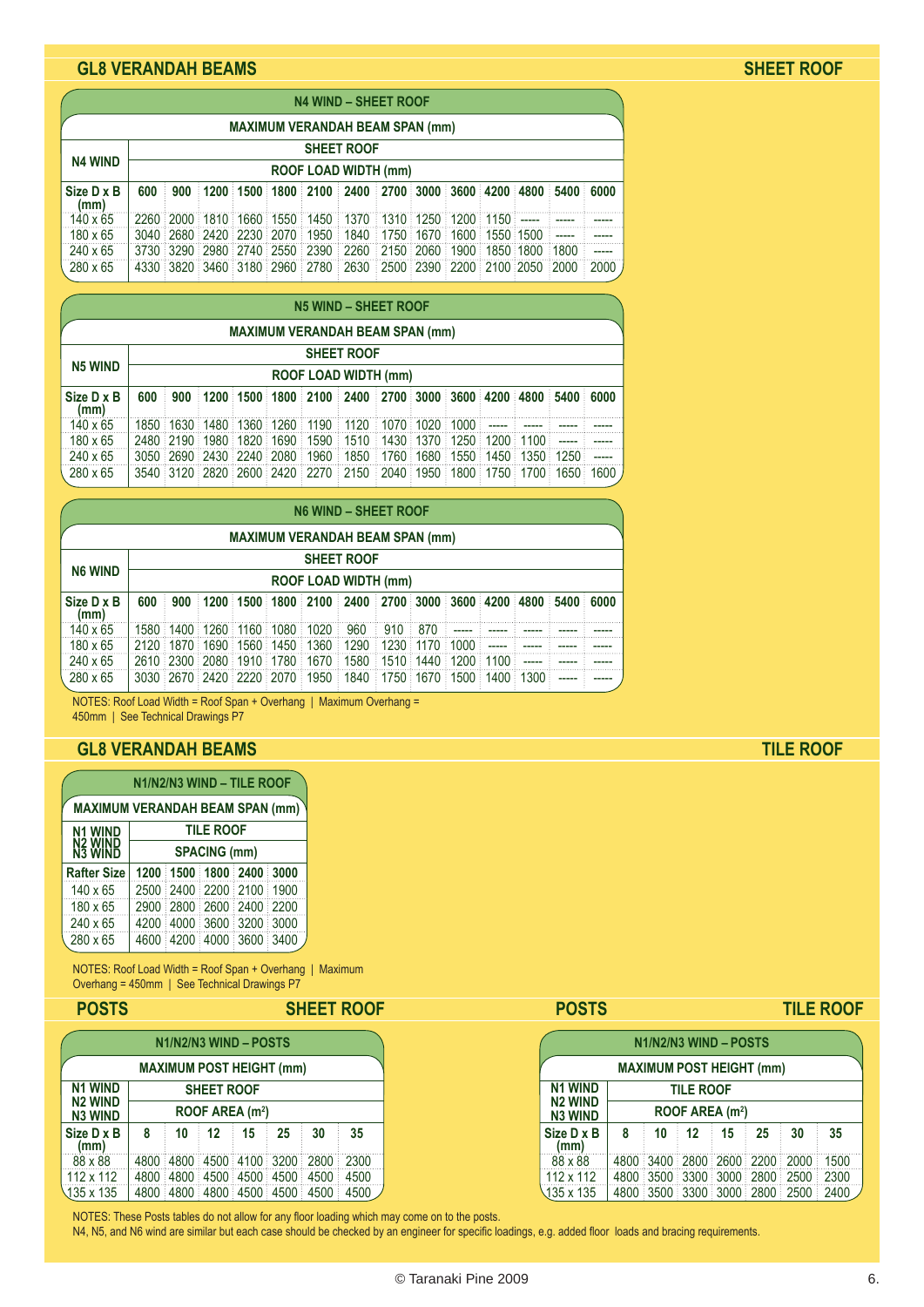## GL8 VERANDAH BEAMS

SHEET ROOF

| N4 WIND – SHEET ROOF | | | | | | | | | | | | | | |
|---|---|---|---|---|---|---|---|---|---|---|---|---|---|---|
| MAXIMUM VERANDAH BEAM SPAN (mm) | | | | | | | | | | | | | | |
| N4 WIND | SHEET ROOF | | | | | | | | | | | | | |
| | ROOF LOAD WIDTH (mm) | | | | | | | | | | | | | |
| Size D x B (mm) | 600 | 900 | 1200 | 1500 | 1800 | 2100 | 2400 | 2700 | 3000 | 3600 | 4200 | 4800 | 5400 | 6000 |
| 140 x 65 | 2260 | 2000 | 1810 | 1660 | 1550 | 1450 | 1370 | 1310 | 1250 | 1200 | 1150 | ----- | ----- | ----- |
| 180 x 65 | 3040 | 2680 | 2420 | 2230 | 2070 | 1950 | 1840 | 1750 | 1670 | 1600 | 1550 | 1500 | ----- | ----- |
| 240 x 65 | 3730 | 3290 | 2980 | 2740 | 2550 | 2390 | 2260 | 2150 | 2060 | 1900 | 1850 | 1800 | 1800 | ----- |
| 280 x 65 | 4330 | 3820 | 3460 | 3180 | 2960 | 2780 | 2630 | 2500 | 2390 | 2200 | 2100 | 2050 | 2000 | 2000 |

| N5 WIND – SHEET ROOF | | | | | | | | | | | | | | |
|---|---|---|---|---|---|---|---|---|---|---|---|---|---|---|
| MAXIMUM VERANDAH BEAM SPAN (mm) | | | | | | | | | | | | | | |
| N5 WIND | SHEET ROOF | | | | | | | | | | | | | |
| | ROOF LOAD WIDTH (mm) | | | | | | | | | | | | | |
| Size D x B (mm) | 600 | 900 | 1200 | 1500 | 1800 | 2100 | 2400 | 2700 | 3000 | 3600 | 4200 | 4800 | 5400 | 6000 |
| 140 x 65 | 1850 | 1630 | 1480 | 1360 | 1260 | 1190 | 1120 | 1070 | 1020 | 1000 | ----- | ----- | ----- | ----- |
| 180 x 65 | 2480 | 2190 | 1980 | 1820 | 1690 | 1590 | 1510 | 1430 | 1370 | 1250 | 1200 | 1100 | ----- | ----- |
| 240 x 65 | 3050 | 2690 | 2430 | 2240 | 2080 | 1960 | 1850 | 1760 | 1680 | 1550 | 1450 | 1350 | 1250 | ----- |
| 280 x 65 | 3540 | 3120 | 2820 | 2600 | 2420 | 2270 | 2150 | 2040 | 1950 | 1800 | 1750 | 1700 | 1650 | 1600 |

| N6 WIND – SHEET ROOF | | | | | | | | | | | | | | |
|---|---|---|---|---|---|---|---|---|---|---|---|---|---|---|
| MAXIMUM VERANDAH BEAM SPAN (mm) | | | | | | | | | | | | | | |
| N6 WIND | SHEET ROOF | | | | | | | | | | | | | |
| | ROOF LOAD WIDTH (mm) | | | | | | | | | | | | | |
| Size D x B (mm) | 600 | 900 | 1200 | 1500 | 1800 | 2100 | 2400 | 2700 | 3000 | 3600 | 4200 | 4800 | 5400 | 6000 |
| 140 x 65 | 1580 | 1400 | 1260 | 1160 | 1080 | 1020 | 960 | 910 | 870 | ----- | ----- | ----- | ----- | ----- |
| 180 x 65 | 2120 | 1870 | 1690 | 1560 | 1450 | 1360 | 1290 | 1230 | 1170 | 1000 | ----- | ----- | ----- | ----- |
| 240 x 65 | 2610 | 2300 | 2080 | 1910 | 1780 | 1670 | 1580 | 1510 | 1440 | 1200 | 1100 | ----- | ----- | ----- |
| 280 x 65 | 3030 | 2670 | 2420 | 2220 | 2070 | 1950 | 1840 | 1750 | 1670 | 1500 | 1400 | 1300 | ----- | ----- |

NOTES: Roof Load Width = Roof Span + Overhang | Maximum Overhang = 450mm | See Technical Drawings P7

## GL8 VERANDAH BEAMS

TILE ROOF

| N1/N2/N3 WIND – TILE ROOF | | | | | |
|---|---|---|---|---|---|
| MAXIMUM VERANDAH BEAM SPAN (mm) | | | | | |
| N1 WIND N2 WIND N3 WIND | TILE ROOF | | | | |
| | SPACING (mm) | | | | |
| Rafter Size | 1200 | 1500 | 1800 | 2400 | 3000 |
| 140 x 65 | 2500 | 2400 | 2200 | 2100 | 1900 |
| 180 x 65 | 2900 | 2800 | 2600 | 2400 | 2200 |
| 240 x 65 | 4200 | 4000 | 3600 | 3200 | 3000 |
| 280 x 65 | 4600 | 4200 | 4000 | 3600 | 3400 |

NOTES: Roof Load Width = Roof Span + Overhang | Maximum Overhang = 450mm | See Technical Drawings P7

## POSTS

SHEET ROOF

| N1/N2/N3 WIND – POSTS | | | | | | | |
|---|---|---|---|---|---|---|---|
| MAXIMUM POST HEIGHT (mm) | | | | | | | |
| N1 WIND N2 WIND N3 WIND | SHEET ROOF | | | | | | |
| | ROOF AREA ($m^2$) | | | | | | |
| Size D x B (mm) | 8 | 10 | 12 | 15 | 25 | 30 | 35 |
| 88 x 88 | 4800 | 4800 | 4500 | 4100 | 3200 | 2800 | 2300 |
| 112 x 112 | 4800 | 4800 | 4500 | 4500 | 4500 | 4500 | 4500 |
| 135 x 135 | 4800 | 4800 | 4800 | 4500 | 4500 | 4500 | 4500 |

## POSTS

TILE ROOF

| N1/N2/N3 WIND – POSTS | | | | | | | |
|---|---|---|---|---|---|---|---|
| MAXIMUM POST HEIGHT (mm) | | | | | | | |
| N1 WIND N2 WIND N3 WIND | TILE ROOF | | | | | | |
| | ROOF AREA ($m^2$) | | | | | | |
| Size D x B (mm) | 8 | 10 | 12 | 15 | 25 | 30 | 35 |
| 88 x 88 | 4800 | 3400 | 2800 | 2600 | 2200 | 2000 | 1500 |
| 112 x 112 | 4800 | 3500 | 3300 | 3000 | 2800 | 2500 | 2300 |
| 135 x 135 | 4800 | 3500 | 3300 | 3000 | 2800 | 2500 | 2400 |

NOTES: These Posts tables do not allow for any floor loading which may come on to the posts.
N4, N5, and N6 wind are similar but each case should be checked by an engineer for specific loadings, e.g. added floor loads and bracing requirements.

© Taranaki Pine 2009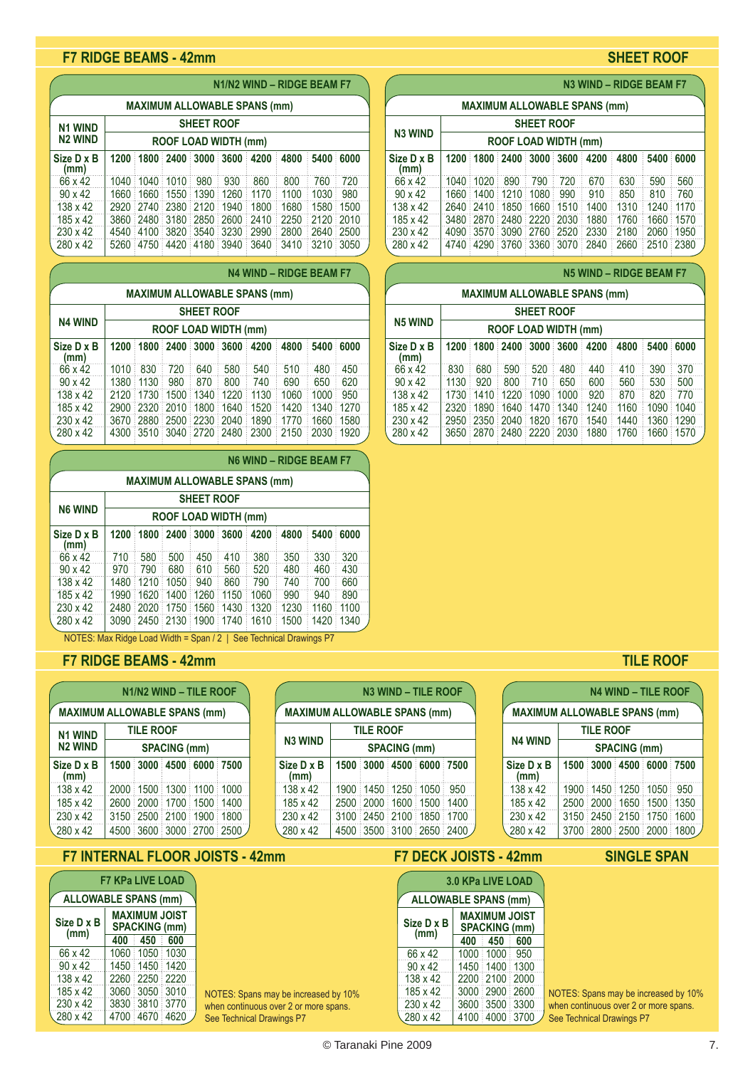## F7 RIDGE BEAMS - 42mm

## SHEET ROOF

### N1/N2 WIND – RIDGE BEAM F7

MAXIMUM ALLOWABLE SPANS (mm)

| N1 WIND N2 WIND | SHEET ROOF | | | | | | | | |
|---|---|---|---|---|---|---|---|---|---|
| | ROOF LOAD WIDTH (mm) | | | | | | | | |
| Size D x B (mm) | 1200 | 1800 | 2400 | 3000 | 3600 | 4200 | 4800 | 5400 | 6000 |
| 66 x 42 | 1040 | 1040 | 1010 | 980 | 930 | 860 | 800 | 760 | 720 |
| 90 x 42 | 1660 | 1660 | 1550 | 1390 | 1260 | 1170 | 1100 | 1030 | 980 |
| 138 x 42 | 2920 | 2740 | 2380 | 2120 | 1940 | 1800 | 1680 | 1580 | 1500 |
| 185 x 42 | 3860 | 2480 | 3180 | 2850 | 2600 | 2410 | 2250 | 2120 | 2010 |
| 230 x 42 | 4540 | 4100 | 3820 | 3540 | 3230 | 2990 | 2800 | 2640 | 2500 |
| 280 x 42 | 5260 | 4750 | 4420 | 4180 | 3940 | 3640 | 3410 | 3210 | 3050 |

### N3 WIND – RIDGE BEAM F7

MAXIMUM ALLOWABLE SPANS (mm)

| N3 WIND | SHEET ROOF | | | | | | | | |
|---|---|---|---|---|---|---|---|---|---|
| | ROOF LOAD WIDTH (mm) | | | | | | | | |
| Size D x B (mm) | 1200 | 1800 | 2400 | 3000 | 3600 | 4200 | 4800 | 5400 | 6000 |
| 66 x 42 | 1040 | 1020 | 890 | 790 | 720 | 670 | 630 | 590 | 560 |
| 90 x 42 | 1660 | 1400 | 1210 | 1080 | 990 | 910 | 850 | 810 | 760 |
| 138 x 42 | 2640 | 2410 | 1850 | 1660 | 1510 | 1400 | 1310 | 1240 | 1170 |
| 185 x 42 | 3480 | 2870 | 2480 | 2220 | 2030 | 1880 | 1760 | 1660 | 1570 |
| 230 x 42 | 4090 | 3570 | 3090 | 2760 | 2520 | 2330 | 2180 | 2060 | 1950 |
| 280 x 42 | 4740 | 4290 | 3760 | 3360 | 3070 | 2840 | 2660 | 2510 | 2380 |

### N4 WIND – RIDGE BEAM F7

MAXIMUM ALLOWABLE SPANS (mm)

| N4 WIND | SHEET ROOF | | | | | | | | |
|---|---|---|---|---|---|---|---|---|---|
| | ROOF LOAD WIDTH (mm) | | | | | | | | |
| Size D x B (mm) | 1200 | 1800 | 2400 | 3000 | 3600 | 4200 | 4800 | 5400 | 6000 |
| 66 x 42 | 1010 | 830 | 720 | 640 | 580 | 540 | 510 | 480 | 450 |
| 90 x 42 | 1380 | 1130 | 980 | 870 | 800 | 740 | 690 | 650 | 620 |
| 138 x 42 | 2120 | 1730 | 1500 | 1340 | 1220 | 1130 | 1060 | 1000 | 950 |
| 185 x 42 | 2900 | 2320 | 2010 | 1800 | 1640 | 1520 | 1420 | 1340 | 1270 |
| 230 x 42 | 3670 | 2880 | 2500 | 2230 | 2040 | 1890 | 1770 | 1660 | 1580 |
| 280 x 42 | 4300 | 3510 | 3040 | 2720 | 2480 | 2300 | 2150 | 2030 | 1920 |

### N5 WIND – RIDGE BEAM F7

MAXIMUM ALLOWABLE SPANS (mm)

| N5 WIND | SHEET ROOF | | | | | | | | |
|---|---|---|---|---|---|---|---|---|---|
| | ROOF LOAD WIDTH (mm) | | | | | | | | |
| Size D x B (mm) | 1200 | 1800 | 2400 | 3000 | 3600 | 4200 | 4800 | 5400 | 6000 |
| 66 x 42 | 830 | 680 | 590 | 520 | 480 | 440 | 410 | 390 | 370 |
| 90 x 42 | 1130 | 920 | 800 | 710 | 650 | 600 | 560 | 530 | 500 |
| 138 x 42 | 1730 | 1410 | 1220 | 1090 | 1000 | 920 | 870 | 820 | 770 |
| 185 x 42 | 2320 | 1890 | 1640 | 1470 | 1340 | 1240 | 1160 | 1090 | 1040 |
| 230 x 42 | 2950 | 2350 | 2040 | 1820 | 1670 | 1540 | 1440 | 1360 | 1290 |
| 280 x 42 | 3650 | 2870 | 2480 | 2220 | 2030 | 1880 | 1760 | 1660 | 1570 |

### N6 WIND – RIDGE BEAM F7

MAXIMUM ALLOWABLE SPANS (mm)

| N6 WIND | SHEET ROOF | | | | | | | | |
|---|---|---|---|---|---|---|---|---|---|
| | ROOF LOAD WIDTH (mm) | | | | | | | | |
| Size D x B (mm) | 1200 | 1800 | 2400 | 3000 | 3600 | 4200 | 4800 | 5400 | 6000 |
| 66 x 42 | 710 | 580 | 500 | 450 | 410 | 380 | 350 | 330 | 320 |
| 90 x 42 | 970 | 790 | 680 | 610 | 560 | 520 | 480 | 460 | 430 |
| 138 x 42 | 1480 | 1210 | 1050 | 940 | 860 | 790 | 740 | 700 | 660 |
| 185 x 42 | 1990 | 1620 | 1400 | 1260 | 1150 | 1060 | 990 | 940 | 890 |
| 230 x 42 | 2480 | 2020 | 1750 | 1560 | 1430 | 1320 | 1230 | 1160 | 1100 |
| 280 x 42 | 3090 | 2450 | 2130 | 1900 | 1740 | 1610 | 1500 | 1420 | 1340 |

NOTES: Max Ridge Load Width = Span / 2 | See Technical Drawings P7

## F7 RIDGE BEAMS - 42mm

## TILE ROOF

### N1/N2 WIND – TILE ROOF

MAXIMUM ALLOWABLE SPANS (mm)

| N1 WIND N2 WIND | TILE ROOF | | | | |
|---|---|---|---|---|---|
| | SPACING (mm) | | | | |
| Size D x B (mm) | 1500 | 3000 | 4500 | 6000 | 7500 |
| 138 x 42 | 2000 | 1500 | 1300 | 1100 | 1000 |
| 185 x 42 | 2600 | 2000 | 1700 | 1500 | 1400 |
| 230 x 42 | 3150 | 2500 | 2100 | 1900 | 1800 |
| 280 x 42 | 4500 | 3600 | 3000 | 2700 | 2500 |

### N3 WIND – TILE ROOF

MAXIMUM ALLOWABLE SPANS (mm)

| N3 WIND | TILE ROOF | | | | |
|---|---|---|---|---|---|
| | SPACING (mm) | | | | |
| Size D x B (mm) | 1500 | 3000 | 4500 | 6000 | 7500 |
| 138 x 42 | 1900 | 1450 | 1250 | 1050 | 950 |
| 185 x 42 | 2500 | 2000 | 1600 | 1500 | 1400 |
| 230 x 42 | 3100 | 2450 | 2100 | 1850 | 1700 |
| 280 x 42 | 4500 | 3500 | 3100 | 2650 | 2400 |

### N4 WIND – TILE ROOF

MAXIMUM ALLOWABLE SPANS (mm)

| N4 WIND | TILE ROOF | | | | |
|---|---|---|---|---|---|
| | SPACING (mm) | | | | |
| Size D x B (mm) | 1500 | 3000 | 4500 | 6000 | 7500 |
| 138 x 42 | 1900 | 1450 | 1250 | 1050 | 950 |
| 185 x 42 | 2500 | 2000 | 1650 | 1500 | 1350 |
| 230 x 42 | 3150 | 2450 | 2150 | 1750 | 1600 |
| 280 x 42 | 3700 | 2800 | 2500 | 2000 | 1800 |

## F7 INTERNAL FLOOR JOISTS - 42mm

### F7 KPa LIVE LOAD

ALLOWABLE SPANS (mm)

| Size D x B (mm) | MAXIMUM JOIST SPACKING (mm) | | |
|---|---|---|---|
| | 400 | 450 | 600 |
| 66 x 42 | 1060 | 1050 | 1030 |
| 90 x 42 | 1450 | 1450 | 1420 |
| 138 x 42 | 2260 | 2250 | 2220 |
| 185 x 42 | 3060 | 3050 | 3010 |
| 230 x 42 | 3830 | 3810 | 3770 |
| 280 x 42 | 4700 | 4670 | 4620 |

NOTES: Spans may be increased by 10% when continuous over 2 or more spans. See Technical Drawings P7

## F7 DECK JOISTS - 42mm

## SINGLE SPAN

### 3.0 KPa LIVE LOAD

ALLOWABLE SPANS (mm)

| Size D x B (mm) | MAXIMUM JOIST SPACKING (mm) | | |
|---|---|---|---|
| | 400 | 450 | 600 |
| 66 x 42 | 1000 | 1000 | 950 |
| 90 x 42 | 1450 | 1400 | 1300 |
| 138 x 42 | 2200 | 2100 | 2000 |
| 185 x 42 | 3000 | 2900 | 2600 |
| 230 x 42 | 3600 | 3500 | 3300 |
| 280 x 42 | 4100 | 4000 | 3700 |

NOTES: Spans may be increased by 10% when continuous over 2 or more spans. See Technical Drawings P7

© Taranaki Pine 2009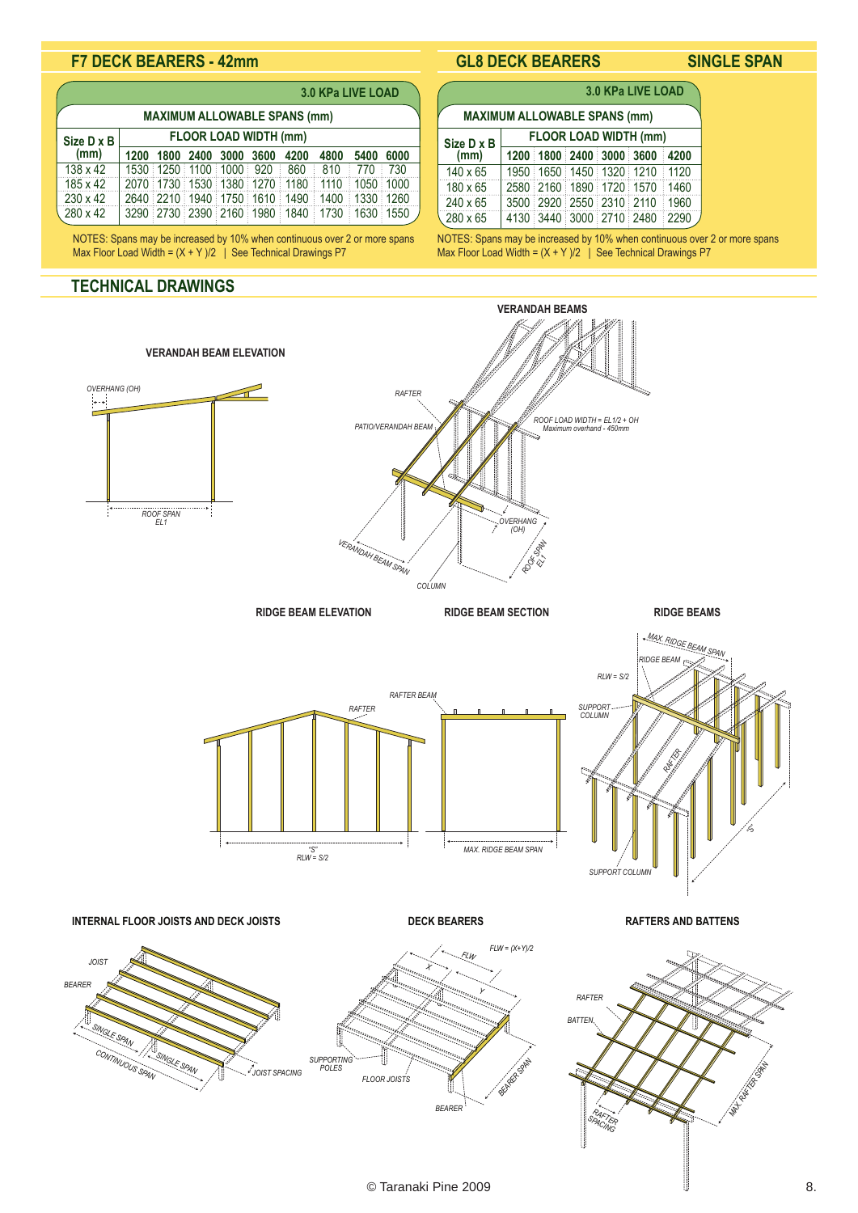## F7 DECK BEARERS - 42mm

3.0 KPa LIVE LOAD

MAXIMUM ALLOWABLE SPANS (mm)

| Size D x B (mm) | FLOOR LOAD WIDTH (mm) | | | | | | | | |
|---|---|---|---|---|---|---|---|---|---|
| | 1200 | 1800 | 2400 | 3000 | 3600 | 4200 | 4800 | 5400 | 6000 |
| 138 x 42 | 1530 | 1250 | 1100 | 1000 | 920 | 860 | 810 | 770 | 730 |
| 185 x 42 | 2070 | 1730 | 1530 | 1380 | 1270 | 1180 | 1110 | 1050 | 1000 |
| 230 x 42 | 2640 | 2210 | 1940 | 1750 | 1610 | 1490 | 1400 | 1330 | 1260 |
| 280 x 42 | 3290 | 2730 | 2390 | 2160 | 1980 | 1840 | 1730 | 1630 | 1550 |

NOTES: Spans may be increased by 10% when continuous over 2 or more spans
Max Floor Load Width = (X + Y )/2 | See Technical Drawings P7

## GL8 DECK BEARERS — SINGLE SPAN

3.0 KPa LIVE LOAD

MAXIMUM ALLOWABLE SPANS (mm)

| Size D x B (mm) | FLOOR LOAD WIDTH (mm) | | | | | |
|---|---|---|---|---|---|---|
| | 1200 | 1800 | 2400 | 3000 | 3600 | 4200 |
| 140 x 65 | 1950 | 1650 | 1450 | 1320 | 1210 | 1120 |
| 180 x 65 | 2580 | 2160 | 1890 | 1720 | 1570 | 1460 |
| 240 x 65 | 3500 | 2920 | 2550 | 2310 | 2110 | 1960 |
| 280 x 65 | 4130 | 3440 | 3000 | 2710 | 2480 | 2290 |

NOTES: Spans may be increased by 10% when continuous over 2 or more spans
Max Floor Load Width = (X + Y )/2 | See Technical Drawings P7

## TECHNICAL DRAWINGS

VERANDAH BEAM ELEVATION

OVERHANG (OH)
ROOF SPAN EL1

VERANDAH BEAMS

RAFTER
PATIO/VERANDAH BEAM
ROOF LOAD WIDTH = EL1/2 + OH
Maximum overhand - 450mm
OVERHANG (OH)
VERANDAH BEAM SPAN
ROOF SPAN EL1
COLUMN

RIDGE BEAM ELEVATION

RAFTER
"S"
RLW = S/2

RIDGE BEAM SECTION

RAFTER BEAM
MAX. RIDGE BEAM SPAN

RIDGE BEAMS

MAX. RIDGE BEAM SPAN
RIDGE BEAM
RLW = S/2
SUPPORT COLUMN
RAFTER
"S"
SUPPORT COLUMN

INTERNAL FLOOR JOISTS AND DECK JOISTS

JOIST
BEARER
SINGLE SPAN
SINGLE SPAN
CONTINUOUS SPAN
JOIST SPACING

DECK BEARERS

FLW = (X+Y)/2
FLW
X
Y
SUPPORTING POLES
FLOOR JOISTS
BEARER SPAN
BEARER

RAFTERS AND BATTENS

RAFTER
BATTEN
RAFTER SPACING
MAX. RAFTER SPAN

© Taranaki Pine 2009